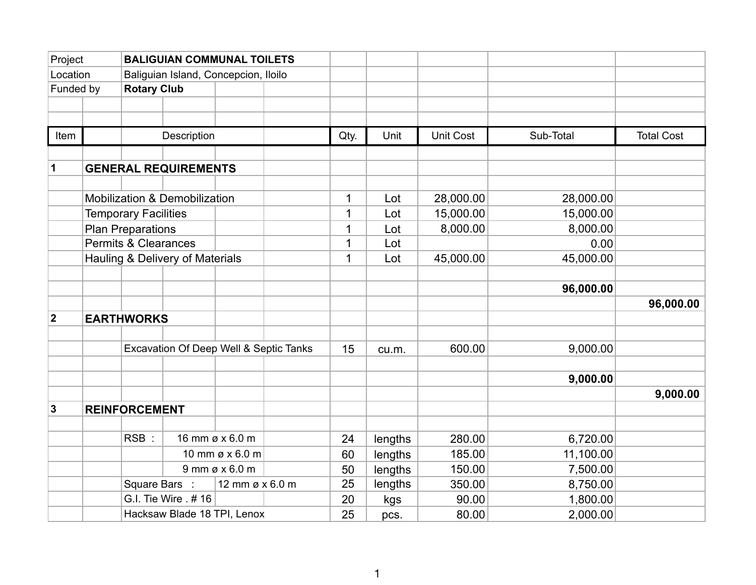| | |
|---|---|
| Project | **BALIGUIAN COMMUNAL TOILETS** |
| Location | Baliguian Island, Concepcion, Iloilo |
| Funded by | **Rotary Club** |

| Item | Description | Qty. | Unit | Unit Cost | Sub-Total | Total Cost |
|---|---|---|---|---|---|---|
| **1** | **GENERAL REQUIREMENTS** | | | | | |
| | Mobilization & Demobilization | 1 | Lot | 28,000.00 | 28,000.00 | |
| | Temporary Facilities | 1 | Lot | 15,000.00 | 15,000.00 | |
| | Plan Preparations | 1 | Lot | 8,000.00 | 8,000.00 | |
| | Permits & Clearances | 1 | Lot | | 0.00 | |
| | Hauling & Delivery of Materials | 1 | Lot | 45,000.00 | 45,000.00 | |
| | | | | | **96,000.00** | |
| | | | | | | **96,000.00** |
| **2** | **EARTHWORKS** | | | | | |
| | Excavation Of Deep Well & Septic Tanks | 15 | cu.m. | 600.00 | 9,000.00 | |
| | | | | | **9,000.00** | |
| | | | | | | **9,000.00** |
| **3** | **REINFORCEMENT** | | | | | |
| | RSB : 16 mm ø x 6.0 m | 24 | lengths | 280.00 | 6,720.00 | |
| | 10 mm ø x 6.0 m | 60 | lengths | 185.00 | 11,100.00 | |
| | 9 mm ø x 6.0 m | 50 | lengths | 150.00 | 7,500.00 | |
| | Square Bars : 12 mm ø x 6.0 m | 25 | lengths | 350.00 | 8,750.00 | |
| | G.I. Tie Wire . # 16 | 20 | kgs | 90.00 | 1,800.00 | |
| | Hacksaw Blade 18 TPI, Lenox | 25 | pcs. | 80.00 | 2,000.00 | |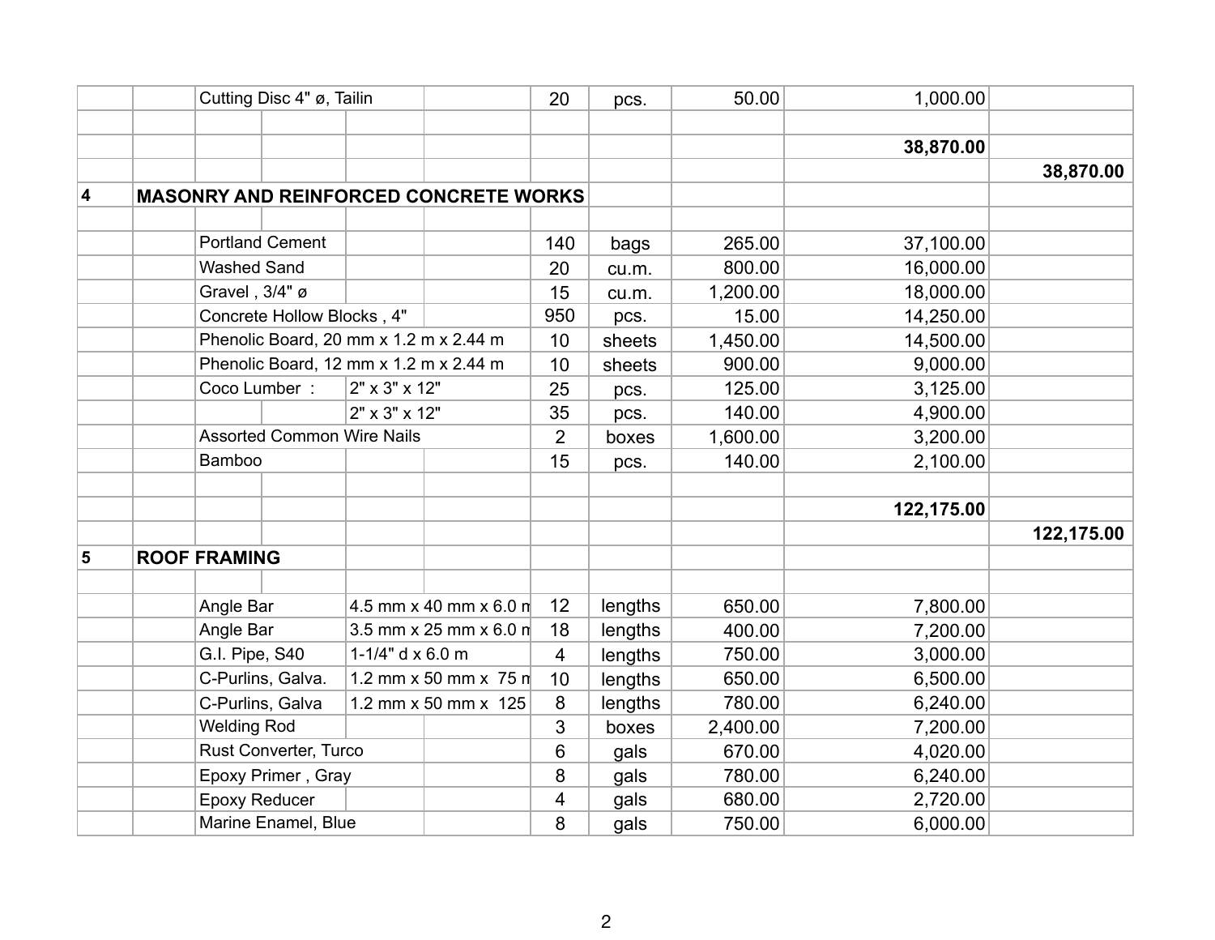| | | | | | | | | | |
|---|---|---|---|---|---|---|---|---|---|
| | | Cutting Disc 4" ø, Tailin | | | 20 | pcs. | 50.00 | 1,000.00 | |
| | | | | | | | | | |
| | | | | | | | | **38,870.00** | |
| | | | | | | | | | **38,870.00** |
| **4** | **MASONRY AND REINFORCED CONCRETE WORKS** | | | | | | | | |
| | | | | | | | | | |
| | | Portland Cement | | | 140 | bags | 265.00 | 37,100.00 | |
| | | Washed Sand | | | 20 | cu.m. | 800.00 | 16,000.00 | |
| | | Gravel , 3/4" ø | | | 15 | cu.m. | 1,200.00 | 18,000.00 | |
| | | Concrete Hollow Blocks , 4" | | | 950 | pcs. | 15.00 | 14,250.00 | |
| | | Phenolic Board, 20 mm x 1.2 m x 2.44 m | | | 10 | sheets | 1,450.00 | 14,500.00 | |
| | | Phenolic Board, 12 mm x 1.2 m x 2.44 m | | | 10 | sheets | 900.00 | 9,000.00 | |
| | | Coco Lumber : | | 2" x 3" x 12" | 25 | pcs. | 125.00 | 3,125.00 | |
| | | | | 2" x 3" x 12" | 35 | pcs. | 140.00 | 4,900.00 | |
| | | Assorted Common Wire Nails | | | 2 | boxes | 1,600.00 | 3,200.00 | |
| | | Bamboo | | | 15 | pcs. | 140.00 | 2,100.00 | |
| | | | | | | | | | |
| | | | | | | | | **122,175.00** | |
| | | | | | | | | | **122,175.00** |
| **5** | **ROOF FRAMING** | | | | | | | | |
| | | | | | | | | | |
| | | Angle Bar | | 4.5 mm x 40 mm x 6.0 m | 12 | lengths | 650.00 | 7,800.00 | |
| | | Angle Bar | | 3.5 mm x 25 mm x 6.0 m | 18 | lengths | 400.00 | 7,200.00 | |
| | | G.I. Pipe, S40 | | 1-1/4" d x 6.0 m | 4 | lengths | 750.00 | 3,000.00 | |
| | | C-Purlins, Galva. | | 1.2 mm x 50 mm x 75 m | 10 | lengths | 650.00 | 6,500.00 | |
| | | C-Purlins, Galva | | 1.2 mm x 50 mm x 125 | 8 | lengths | 780.00 | 6,240.00 | |
| | | Welding Rod | | | 3 | boxes | 2,400.00 | 7,200.00 | |
| | | Rust Converter, Turco | | | 6 | gals | 670.00 | 4,020.00 | |
| | | Epoxy Primer , Gray | | | 8 | gals | 780.00 | 6,240.00 | |
| | | Epoxy Reducer | | | 4 | gals | 680.00 | 2,720.00 | |
| | | Marine Enamel, Blue | | | 8 | gals | 750.00 | 6,000.00 | |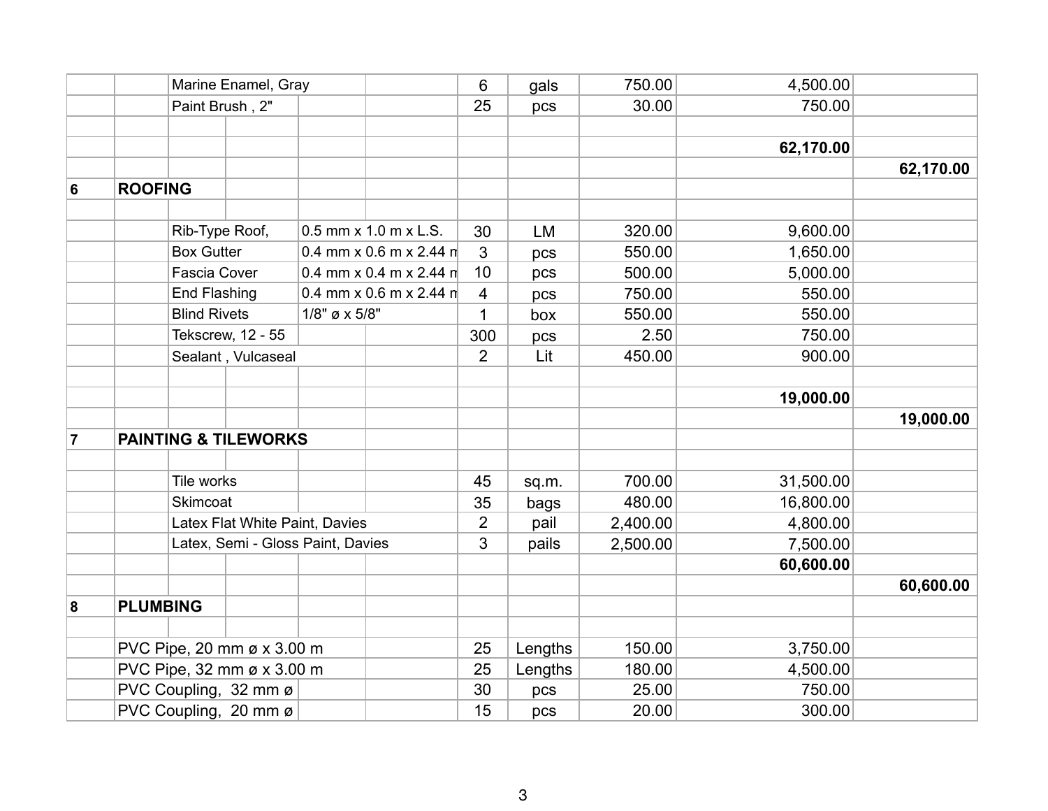| | | | | | | | | | |
|---|---|---|---|---|---|---|---|---|---|
| | | Marine Enamel, Gray | | | 6 | gals | 750.00 | 4,500.00 | |
| | | Paint Brush , 2" | | | 25 | pcs | 30.00 | 750.00 | |
| | | | | | | | | | |
| | | | | | | | | **62,170.00** | |
| | | | | | | | | | **62,170.00** |
| **6** | **ROOFING** | | | | | | | | |
| | | | | | | | | | |
| | | Rib-Type Roof, | | 0.5 mm x 1.0 m x L.S. | 30 | LM | 320.00 | 9,600.00 | |
| | | Box Gutter | | 0.4 mm x 0.6 m x 2.44 m | 3 | pcs | 550.00 | 1,650.00 | |
| | | Fascia Cover | | 0.4 mm x 0.4 m x 2.44 m | 10 | pcs | 500.00 | 5,000.00 | |
| | | End Flashing | | 0.4 mm x 0.6 m x 2.44 m | 4 | pcs | 750.00 | 550.00 | |
| | | Blind Rivets | | 1/8" ø x 5/8" | 1 | box | 550.00 | 550.00 | |
| | | Tekscrew, 12 - 55 | | | 300 | pcs | 2.50 | 750.00 | |
| | | Sealant , Vulcaseal | | | 2 | Lit | 450.00 | 900.00 | |
| | | | | | | | | | |
| | | | | | | | | **19,000.00** | |
| | | | | | | | | | **19,000.00** |
| **7** | **PAINTING & TILEWORKS** | | | | | | | | |
| | | | | | | | | | |
| | | Tile works | | | 45 | sq.m. | 700.00 | 31,500.00 | |
| | | Skimcoat | | | 35 | bags | 480.00 | 16,800.00 | |
| | | Latex Flat White Paint, Davies | | | 2 | pail | 2,400.00 | 4,800.00 | |
| | | Latex, Semi - Gloss Paint, Davies | | | 3 | pails | 2,500.00 | 7,500.00 | |
| | | | | | | | | **60,600.00** | |
| | | | | | | | | | **60,600.00** |
| **8** | **PLUMBING** | | | | | | | | |
| | | | | | | | | | |
| | PVC Pipe, 20 mm ø x 3.00 m | | | | 25 | Lengths | 150.00 | 3,750.00 | |
| | PVC Pipe, 32 mm ø x 3.00 m | | | | 25 | Lengths | 180.00 | 4,500.00 | |
| | PVC Coupling, 32 mm ø | | | | 30 | pcs | 25.00 | 750.00 | |
| | PVC Coupling, 20 mm ø | | | | 15 | pcs | 20.00 | 300.00 | |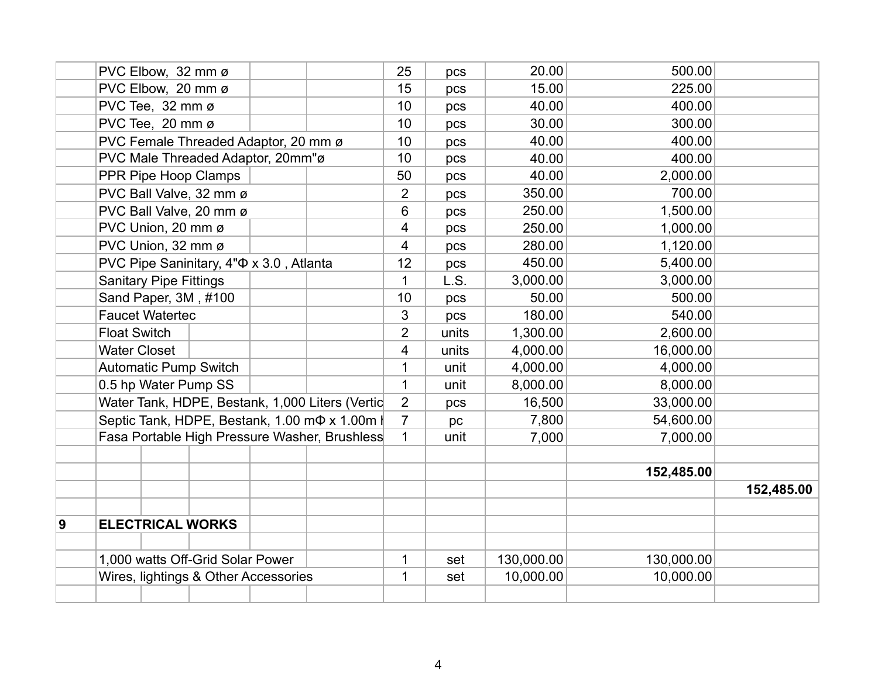| | | | | | | | | | |
|---|---|---|---|---|---|---|---|---|---|
| | PVC Elbow, 32 mm ø | | | | 25 | pcs | 20.00 | 500.00 | |
| | PVC Elbow, 20 mm ø | | | | 15 | pcs | 15.00 | 225.00 | |
| | PVC Tee, 32 mm ø | | | | 10 | pcs | 40.00 | 400.00 | |
| | PVC Tee, 20 mm ø | | | | 10 | pcs | 30.00 | 300.00 | |
| | PVC Female Threaded Adaptor, 20 mm ø | | | | 10 | pcs | 40.00 | 400.00 | |
| | PVC Male Threaded Adaptor, 20mm"ø | | | | 10 | pcs | 40.00 | 400.00 | |
| | PPR Pipe Hoop Clamps | | | | 50 | pcs | 40.00 | 2,000.00 | |
| | PVC Ball Valve, 32 mm ø | | | | 2 | pcs | 350.00 | 700.00 | |
| | PVC Ball Valve, 20 mm ø | | | | 6 | pcs | 250.00 | 1,500.00 | |
| | PVC Union, 20 mm ø | | | | 4 | pcs | 250.00 | 1,000.00 | |
| | PVC Union, 32 mm ø | | | | 4 | pcs | 280.00 | 1,120.00 | |
| | PVC Pipe Saninitary, 4"Φ x 3.0 , Atlanta | | | | 12 | pcs | 450.00 | 5,400.00 | |
| | Sanitary Pipe Fittings | | | | 1 | L.S. | 3,000.00 | 3,000.00 | |
| | Sand Paper, 3M , #100 | | | | 10 | pcs | 50.00 | 500.00 | |
| | Faucet Watertec | | | | 3 | pcs | 180.00 | 540.00 | |
| | Float Switch | | | | 2 | units | 1,300.00 | 2,600.00 | |
| | Water Closet | | | | 4 | units | 4,000.00 | 16,000.00 | |
| | Automatic Pump Switch | | | | 1 | unit | 4,000.00 | 4,000.00 | |
| | 0.5 hp Water Pump SS | | | | 1 | unit | 8,000.00 | 8,000.00 | |
| | Water Tank, HDPE, Bestank, 1,000 Liters (Vertic | | | | 2 | pcs | 16,500 | 33,000.00 | |
| | Septic Tank, HDPE, Bestank, 1.00 mΦ x 1.00m I | | | | 7 | pc | 7,800 | 54,600.00 | |
| | Fasa Portable High Pressure Washer, Brushless | | | | 1 | unit | 7,000 | 7,000.00 | |
| | | | | | | | | | |
| | | | | | | | | **152,485.00** | |
| | | | | | | | | | **152,485.00** |
| | | | | | | | | | |
| **9** | **ELECTRICAL WORKS** | | | | | | | | |
| | | | | | | | | | |
| | 1,000 watts Off-Grid Solar Power | | | | 1 | set | 130,000.00 | 130,000.00 | |
| | Wires, lightings & Other Accessories | | | | 1 | set | 10,000.00 | 10,000.00 | |
| | | | | | | | | | |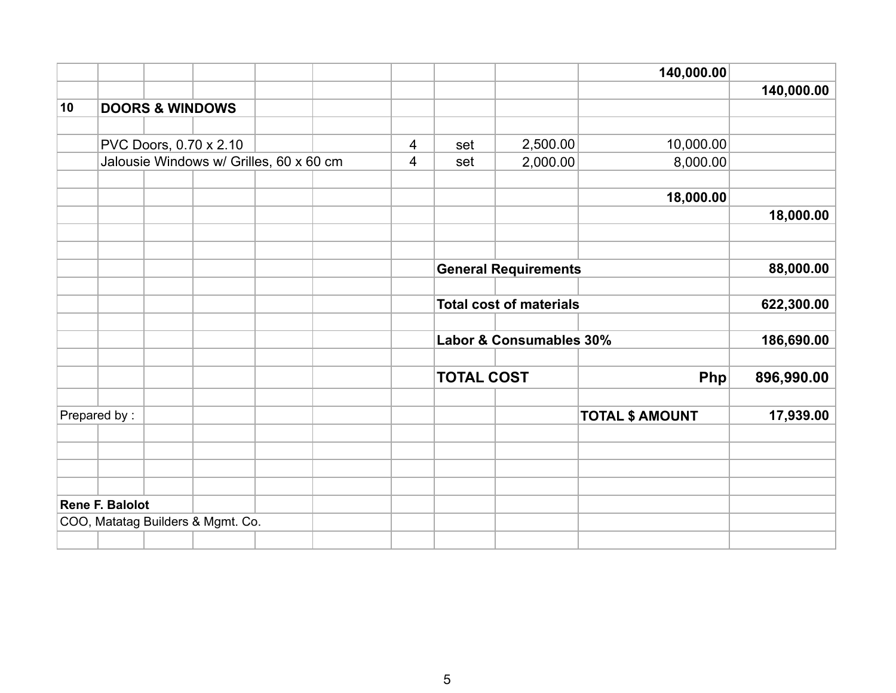| | | | | | |
|---|---|---|---|---|---|
| | | | | 140,000.00 | |
| | | | | | 140,000.00 |
| 10 | **DOORS & WINDOWS** | | | | |
| | | | | | |
| | PVC Doors, 0.70 x 2.10 | 4 | set 2,500.00 | 10,000.00 | |
| | Jalousie Windows w/ Grilles, 60 x 60 cm | 4 | set 2,000.00 | 8,000.00 | |
| | | | | | |
| | | | | **18,000.00** | |
| | | | | | **18,000.00** |
| | | | | | |
| | | | **General Requirements** | | **88,000.00** |
| | | | **Total cost of materials** | | **622,300.00** |
| | | | **Labor & Consumables 30%** | | **186,690.00** |
| | | | **TOTAL COST** | **Php** | **896,990.00** |
| Prepared by : | | | | **TOTAL $ AMOUNT** | **17,939.00** |

**Rene F. Balolot**

COO, Matatag Builders & Mgmt. Co.